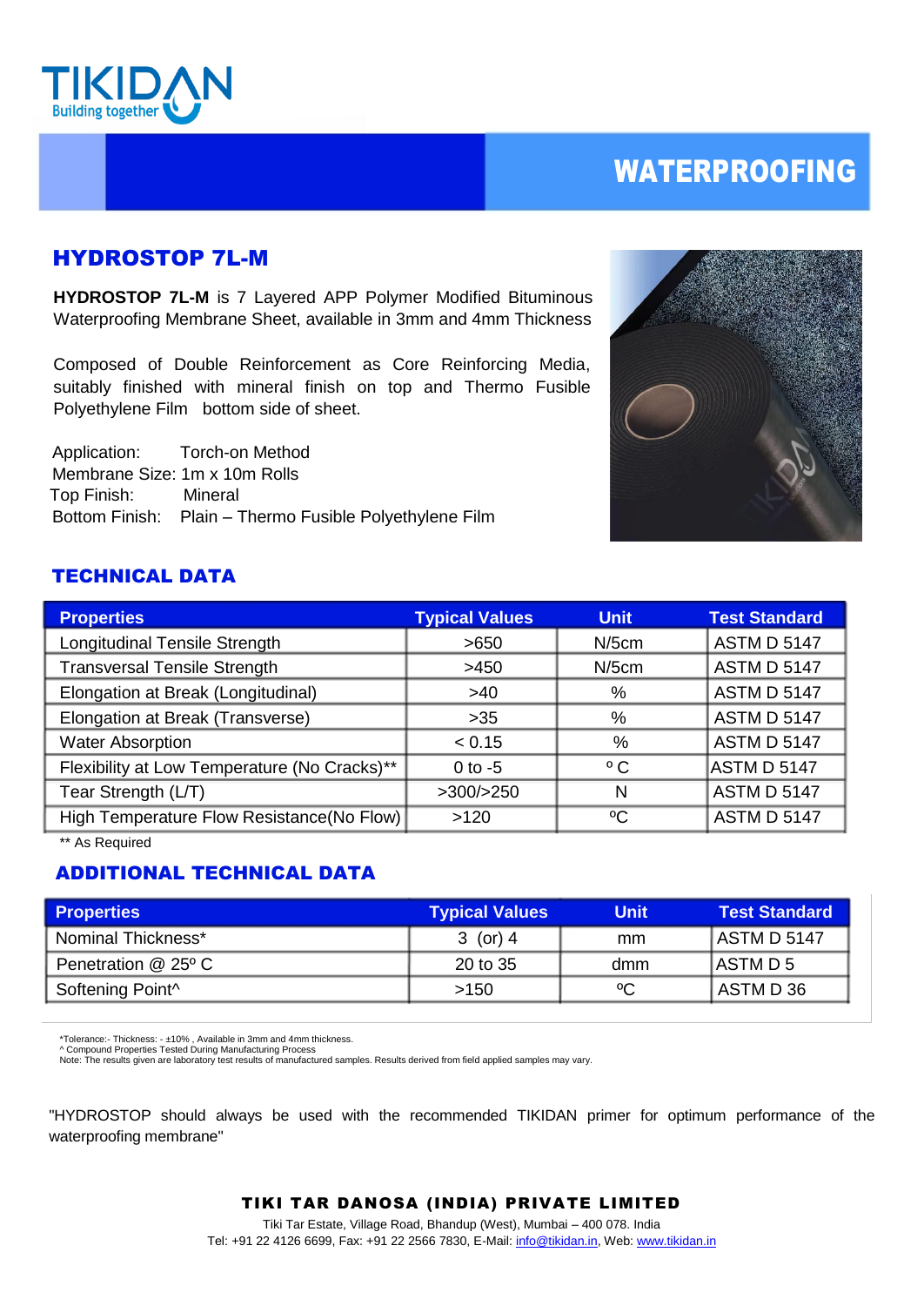TIKIDAN
Building together

# WATERPROOFING

## HYDROSTOP 7L-M

**HYDROSTOP 7L-M** is 7 Layered APP Polymer Modified Bituminous Waterproofing Membrane Sheet, available in 3mm and 4mm Thickness

Composed of Double Reinforcement as Core Reinforcing Media, suitably finished with mineral finish on top and Thermo Fusible Polyethylene Film bottom side of sheet.

Application: Torch-on Method
Membrane Size: 1m x 10m Rolls
Top Finish: Mineral
Bottom Finish: Plain – Thermo Fusible Polyethylene Film

## TECHNICAL DATA

| Properties | Typical Values | Unit | Test Standard |
|---|---|---|---|
| Longitudinal Tensile Strength | >650 | N/5cm | ASTM D 5147 |
| Transversal Tensile Strength | >450 | N/5cm | ASTM D 5147 |
| Elongation at Break (Longitudinal) | >40 | % | ASTM D 5147 |
| Elongation at Break (Transverse) | >35 | % | ASTM D 5147 |
| Water Absorption | < 0.15 | % | ASTM D 5147 |
| Flexibility at Low Temperature (No Cracks)** | 0 to -5 | º C | ASTM D 5147 |
| Tear Strength (L/T) | >300/>250 | N | ASTM D 5147 |
| High Temperature Flow Resistance(No Flow) | >120 | ºC | ASTM D 5147 |

** As Required

## ADDITIONAL TECHNICAL DATA

| Properties | Typical Values | Unit | Test Standard |
|---|---|---|---|
| Nominal Thickness* | 3 (or) 4 | mm | ASTM D 5147 |
| Penetration @ 25º C | 20 to 35 | dmm | ASTM D 5 |
| Softening Point^ | >150 | ºC | ASTM D 36 |

*Tolerance:- Thickness: - ±10% , Available in 3mm and 4mm thickness.
^ Compound Properties Tested During Manufacturing Process
Note: The results given are laboratory test results of manufactured samples. Results derived from field applied samples may vary.

"HYDROSTOP should always be used with the recommended TIKIDAN primer for optimum performance of the waterproofing membrane"

**TIKI TAR DANOSA (INDIA) PRIVATE LIMITED**
Tiki Tar Estate, Village Road, Bhandup (West), Mumbai – 400 078. India
Tel: +91 22 4126 6699, Fax: +91 22 2566 7830, E-Mail: info@tikidan.in, Web: www.tikidan.in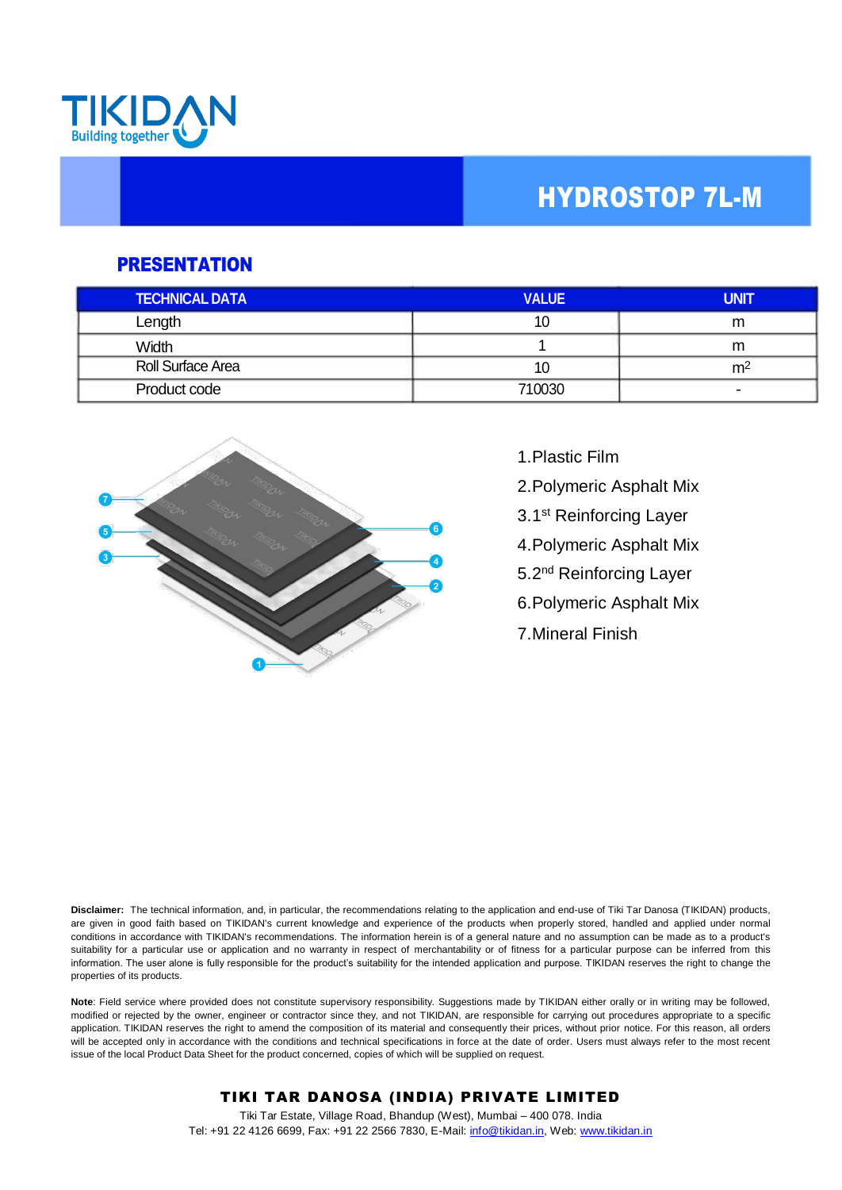# HYDROSTOP 7L-M

## PRESENTATION

| TECHNICAL DATA | VALUE | UNIT |
|---|---|---|
| Length | 10 | m |
| Width | 1 | m |
| Roll Surface Area | 10 | $m^2$ |
| Product code | 710030 | - |

1. Plastic Film
2. Polymeric Asphalt Mix
3. 1st Reinforcing Layer
4. Polymeric Asphalt Mix
5. 2nd Reinforcing Layer
6. Polymeric Asphalt Mix
7. Mineral Finish

**Disclaimer:** The technical information, and, in particular, the recommendations relating to the application and end-use of Tiki Tar Danosa (TIKIDAN) products, are given in good faith based on TIKIDAN's current knowledge and experience of the products when properly stored, handled and applied under normal conditions in accordance with TIKIDAN's recommendations. The information herein is of a general nature and no assumption can be made as to a product's suitability for a particular use or application and no warranty in respect of merchantability or of fitness for a particular purpose can be inferred from this information. The user alone is fully responsible for the product's suitability for the intended application and purpose. TIKIDAN reserves the right to change the properties of its products.

**Note**: Field service where provided does not constitute supervisory responsibility. Suggestions made by TIKIDAN either orally or in writing may be followed, modified or rejected by the owner, engineer or contractor since they, and not TIKIDAN, are responsible for carrying out procedures appropriate to a specific application. TIKIDAN reserves the right to amend the composition of its material and consequently their prices, without prior notice. For this reason, all orders will be accepted only in accordance with the conditions and technical specifications in force at the date of order. Users must always refer to the most recent issue of the local Product Data Sheet for the product concerned, copies of which will be supplied on request.

**TIKI TAR DANOSA (INDIA) PRIVATE LIMITED**

Tiki Tar Estate, Village Road, Bhandup (West), Mumbai – 400 078. India
Tel: +91 22 4126 6699, Fax: +91 22 2566 7830, E-Mail: info@tikidan.in, Web: www.tikidan.in